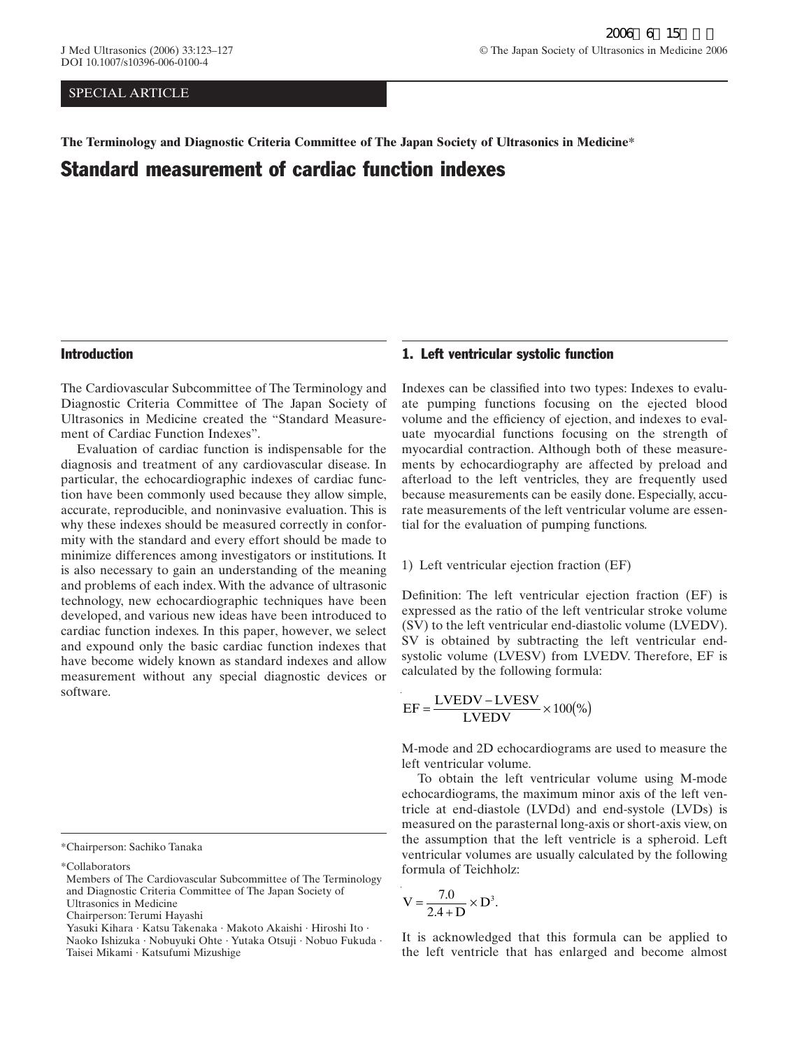SPECIAL ARTICLE

**The Terminology and Diagnostic Criteria Committee of The Japan Society of Ultrasonics in Medicine***

# Standard measurement of cardiac function indexes

## Introduction

The Cardiovascular Subcommittee of The Terminology and Diagnostic Criteria Committee of The Japan Society of Ultrasonics in Medicine created the "Standard Measurement of Cardiac Function Indexes".

Evaluation of cardiac function is indispensable for the diagnosis and treatment of any cardiovascular disease. In particular, the echocardiographic indexes of cardiac function have been commonly used because they allow simple, accurate, reproducible, and noninvasive evaluation. This is why these indexes should be measured correctly in conformity with the standard and every effort should be made to minimize differences among investigators or institutions. It is also necessary to gain an understanding of the meaning and problems of each index. With the advance of ultrasonic technology, new echocardiographic techniques have been developed, and various new ideas have been introduced to cardiac function indexes. In this paper, however, we select and expound only the basic cardiac function indexes that have become widely known as standard indexes and allow measurement without any special diagnostic devices or software.

*Chairperson: Sachiko Tanaka

*Collaborators
Members of The Cardiovascular Subcommittee of The Terminology and Diagnostic Criteria Committee of The Japan Society of Ultrasonics in Medicine
Chairperson: Terumi Hayashi
Yasuki Kihara · Katsu Takenaka · Makoto Akaishi · Hiroshi Ito · Naoko Ishizuka · Nobuyuki Ohte · Yutaka Otsuji · Nobuo Fukuda · Taisei Mikami · Katsufumi Mizushige

## 1. Left ventricular systolic function

Indexes can be classified into two types: Indexes to evaluate pumping functions focusing on the ejected blood volume and the efficiency of ejection, and indexes to evaluate myocardial functions focusing on the strength of myocardial contraction. Although both of these measurements by echocardiography are affected by preload and afterload to the left ventricles, they are frequently used because measurements can be easily done. Especially, accurate measurements of the left ventricular volume are essential for the evaluation of pumping functions.

1) Left ventricular ejection fraction (EF)

Definition: The left ventricular ejection fraction (EF) is expressed as the ratio of the left ventricular stroke volume (SV) to the left ventricular end-diastolic volume (LVEDV). SV is obtained by subtracting the left ventricular end-systolic volume (LVESV) from LVEDV. Therefore, EF is calculated by the following formula:

$$\mathrm{EF} = \frac{\mathrm{LVEDV} - \mathrm{LVESV}}{\mathrm{LVEDV}} \times 100(\%)$$

M-mode and 2D echocardiograms are used to measure the left ventricular volume.

To obtain the left ventricular volume using M-mode echocardiograms, the maximum minor axis of the left ventricle at end-diastole (LVDd) and end-systole (LVDs) is measured on the parasternal long-axis or short-axis view, on the assumption that the left ventricle is a spheroid. Left ventricular volumes are usually calculated by the following formula of Teichholz:

$$\mathrm{V} = \frac{7.0}{2.4 + \mathrm{D}} \times \mathrm{D}^3.$$

It is acknowledged that this formula can be applied to the left ventricle that has enlarged and become almost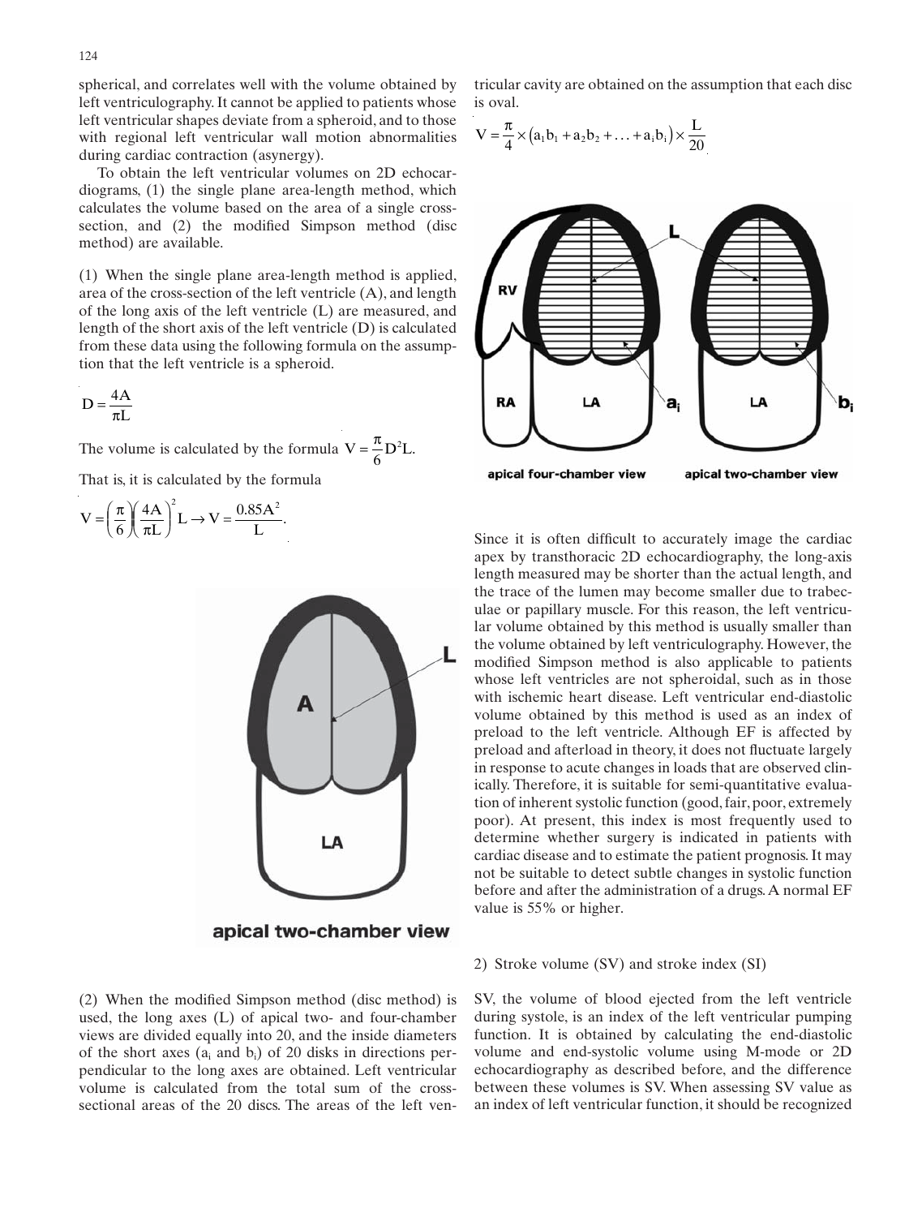spherical, and correlates well with the volume obtained by left ventriculography. It cannot be applied to patients whose left ventricular shapes deviate from a spheroid, and to those with regional left ventricular wall motion abnormalities during cardiac contraction (asynergy).

To obtain the left ventricular volumes on 2D echocardiograms, (1) the single plane area-length method, which calculates the volume based on the area of a single cross-section, and (2) the modified Simpson method (disc method) are available.

(1) When the single plane area-length method is applied, area of the cross-section of the left ventricle (A), and length of the long axis of the left ventricle (L) are measured, and length of the short axis of the left ventricle (D) is calculated from these data using the following formula on the assumption that the left ventricle is a spheroid.

$$D = \frac{4A}{\pi L}$$

The volume is calculated by the formula $V = \frac{\pi}{6} D^2 L$.

That is, it is calculated by the formula

$$V = \left(\frac{\pi}{6}\right)\left(\frac{4A}{\pi L}\right)^2 L \rightarrow V = \frac{0.85A^2}{L}.$$

apical two-chamber view

(2) When the modified Simpson method (disc method) is used, the long axes (L) of apical two- and four-chamber views are divided equally into 20, and the inside diameters of the short axes ($a_i$ and $b_i$) of 20 disks in directions perpendicular to the long axes are obtained. Left ventricular volume is calculated from the total sum of the cross-sectional areas of the 20 discs. The areas of the left ventricular cavity are obtained on the assumption that each disc is oval.

$$V = \frac{\pi}{4} \times \left(a_1 b_1 + a_2 b_2 + \ldots + a_i b_i\right) \times \frac{L}{20}$$

apical four-chamber view    apical two-chamber view

Since it is often difficult to accurately image the cardiac apex by transthoracic 2D echocardiography, the long-axis length measured may be shorter than the actual length, and the trace of the lumen may become smaller due to trabeculae or papillary muscle. For this reason, the left ventricular volume obtained by this method is usually smaller than the volume obtained by left ventriculography. However, the modified Simpson method is also applicable to patients whose left ventricles are not spheroidal, such as in those with ischemic heart disease. Left ventricular end-diastolic volume obtained by this method is used as an index of preload to the left ventricle. Although EF is affected by preload and afterload in theory, it does not fluctuate largely in response to acute changes in loads that are observed clinically. Therefore, it is suitable for semi-quantitative evaluation of inherent systolic function (good, fair, poor, extremely poor). At present, this index is most frequently used to determine whether surgery is indicated in patients with cardiac disease and to estimate the patient prognosis. It may not be suitable to detect subtle changes in systolic function before and after the administration of a drugs. A normal EF value is 55% or higher.

2) Stroke volume (SV) and stroke index (SI)

SV, the volume of blood ejected from the left ventricle during systole, is an index of the left ventricular pumping function. It is obtained by calculating the end-diastolic volume and end-systolic volume using M-mode or 2D echocardiography as described before, and the difference between these volumes is SV. When assessing SV value as an index of left ventricular function, it should be recognized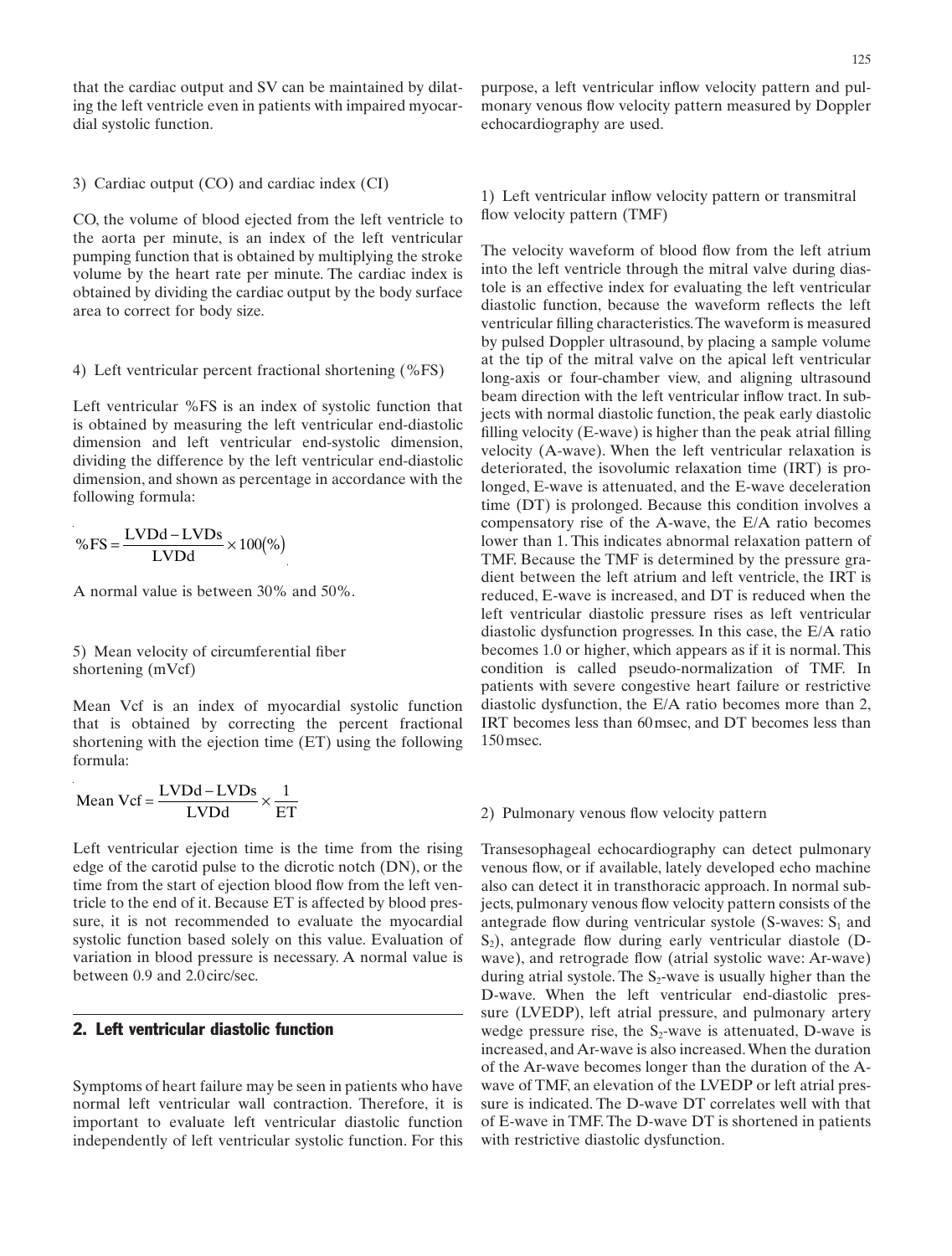that the cardiac output and SV can be maintained by dilating the left ventricle even in patients with impaired myocardial systolic function.

3) Cardiac output (CO) and cardiac index (CI)

CO, the volume of blood ejected from the left ventricle to the aorta per minute, is an index of the left ventricular pumping function that is obtained by multiplying the stroke volume by the heart rate per minute. The cardiac index is obtained by dividing the cardiac output by the body surface area to correct for body size.

4) Left ventricular percent fractional shortening (%FS)

Left ventricular %FS is an index of systolic function that is obtained by measuring the left ventricular end-diastolic dimension and left ventricular end-systolic dimension, dividing the difference by the left ventricular end-diastolic dimension, and shown as percentage in accordance with the following formula:

$$\%\text{FS} = \frac{\text{LVDd} - \text{LVDs}}{\text{LVDd}} \times 100(\%)$$

A normal value is between 30% and 50%.

5) Mean velocity of circumferential fiber shortening (mVcf)

Mean Vcf is an index of myocardial systolic function that is obtained by correcting the percent fractional shortening with the ejection time (ET) using the following formula:

$$\text{Mean Vcf} = \frac{\text{LVDd} - \text{LVDs}}{\text{LVDd}} \times \frac{1}{\text{ET}}$$

Left ventricular ejection time is the time from the rising edge of the carotid pulse to the dicrotic notch (DN), or the time from the start of ejection blood flow from the left ventricle to the end of it. Because ET is affected by blood pressure, it is not recommended to evaluate the myocardial systolic function based solely on this value. Evaluation of variation in blood pressure is necessary. A normal value is between 0.9 and 2.0 circ/sec.

## 2. Left ventricular diastolic function

Symptoms of heart failure may be seen in patients who have normal left ventricular wall contraction. Therefore, it is important to evaluate left ventricular diastolic function independently of left ventricular systolic function. For this purpose, a left ventricular inflow velocity pattern and pulmonary venous flow velocity pattern measured by Doppler echocardiography are used.

1) Left ventricular inflow velocity pattern or transmitral flow velocity pattern (TMF)

The velocity waveform of blood flow from the left atrium into the left ventricle through the mitral valve during diastole is an effective index for evaluating the left ventricular diastolic function, because the waveform reflects the left ventricular filling characteristics. The waveform is measured by pulsed Doppler ultrasound, by placing a sample volume at the tip of the mitral valve on the apical left ventricular long-axis or four-chamber view, and aligning ultrasound beam direction with the left ventricular inflow tract. In subjects with normal diastolic function, the peak early diastolic filling velocity (E-wave) is higher than the peak atrial filling velocity (A-wave). When the left ventricular relaxation is deteriorated, the isovolumic relaxation time (IRT) is prolonged, E-wave is attenuated, and the E-wave deceleration time (DT) is prolonged. Because this condition involves a compensatory rise of the A-wave, the E/A ratio becomes lower than 1. This indicates abnormal relaxation pattern of TMF. Because the TMF is determined by the pressure gradient between the left atrium and left ventricle, the IRT is reduced, E-wave is increased, and DT is reduced when the left ventricular diastolic pressure rises as left ventricular diastolic dysfunction progresses. In this case, the E/A ratio becomes 1.0 or higher, which appears as if it is normal. This condition is called pseudo-normalization of TMF. In patients with severe congestive heart failure or restrictive diastolic dysfunction, the E/A ratio becomes more than 2, IRT becomes less than 60 msec, and DT becomes less than 150 msec.

2) Pulmonary venous flow velocity pattern

Transesophageal echocardiography can detect pulmonary venous flow, or if available, lately developed echo machine also can detect it in transthoracic approach. In normal subjects, pulmonary venous flow velocity pattern consists of the antegrade flow during ventricular systole (S-waves: $S_1$ and $S_2$), antegrade flow during early ventricular diastole (D-wave), and retrograde flow (atrial systolic wave: Ar-wave) during atrial systole. The $S_2$-wave is usually higher than the D-wave. When the left ventricular end-diastolic pressure (LVEDP), left atrial pressure, and pulmonary artery wedge pressure rise, the $S_2$-wave is attenuated, D-wave is increased, and Ar-wave is also increased. When the duration of the Ar-wave becomes longer than the duration of the A-wave of TMF, an elevation of the LVEDP or left atrial pressure is indicated. The D-wave DT correlates well with that of E-wave in TMF. The D-wave DT is shortened in patients with restrictive diastolic dysfunction.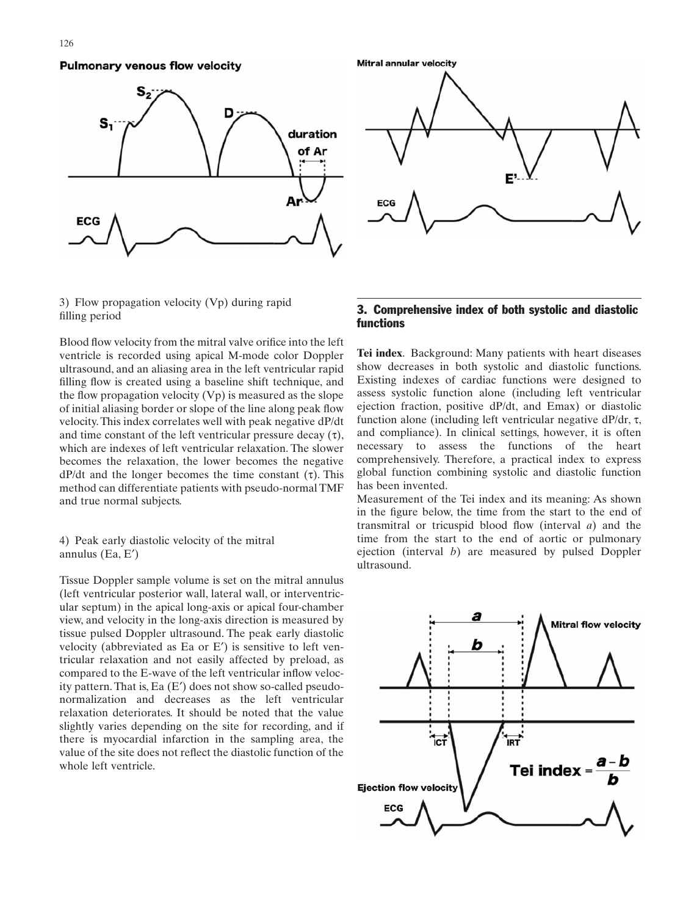3) Flow propagation velocity (Vp) during rapid filling period

Blood flow velocity from the mitral valve orifice into the left ventricle is recorded using apical M-mode color Doppler ultrasound, and an aliasing area in the left ventricular rapid filling flow is created using a baseline shift technique, and the flow propagation velocity (Vp) is measured as the slope of initial aliasing border or slope of the line along peak flow velocity. This index correlates well with peak negative dP/dt and time constant of the left ventricular pressure decay ($\tau$), which are indexes of left ventricular relaxation. The slower becomes the relaxation, the lower becomes the negative dP/dt and the longer becomes the time constant ($\tau$). This method can differentiate patients with pseudo-normal TMF and true normal subjects.

4) Peak early diastolic velocity of the mitral annulus (Ea, E′)

Tissue Doppler sample volume is set on the mitral annulus (left ventricular posterior wall, lateral wall, or interventricular septum) in the apical long-axis or apical four-chamber view, and velocity in the long-axis direction is measured by tissue pulsed Doppler ultrasound. The peak early diastolic velocity (abbreviated as Ea or E′) is sensitive to left ventricular relaxation and not easily affected by preload, as compared to the E-wave of the left ventricular inflow velocity pattern. That is, Ea (E′) does not show so-called pseudo-normalization and decreases as the left ventricular relaxation deteriorates. It should be noted that the value slightly varies depending on the site for recording, and if there is myocardial infarction in the sampling area, the value of the site does not reflect the diastolic function of the whole left ventricle.

## 3. Comprehensive index of both systolic and diastolic functions

**Tei index**. Background: Many patients with heart diseases show decreases in both systolic and diastolic functions. Existing indexes of cardiac functions were designed to assess systolic function alone (including left ventricular ejection fraction, positive dP/dt, and Emax) or diastolic function alone (including left ventricular negative dP/dr, $\tau$, and compliance). In clinical settings, however, it is often necessary to assess the functions of the heart comprehensively. Therefore, a practical index to express global function combining systolic and diastolic function has been invented.

Measurement of the Tei index and its meaning: As shown in the figure below, the time from the start to the end of transmitral or tricuspid blood flow (interval *a*) and the time from the start to the end of aortic or pulmonary ejection (interval *b*) are measured by pulsed Doppler ultrasound.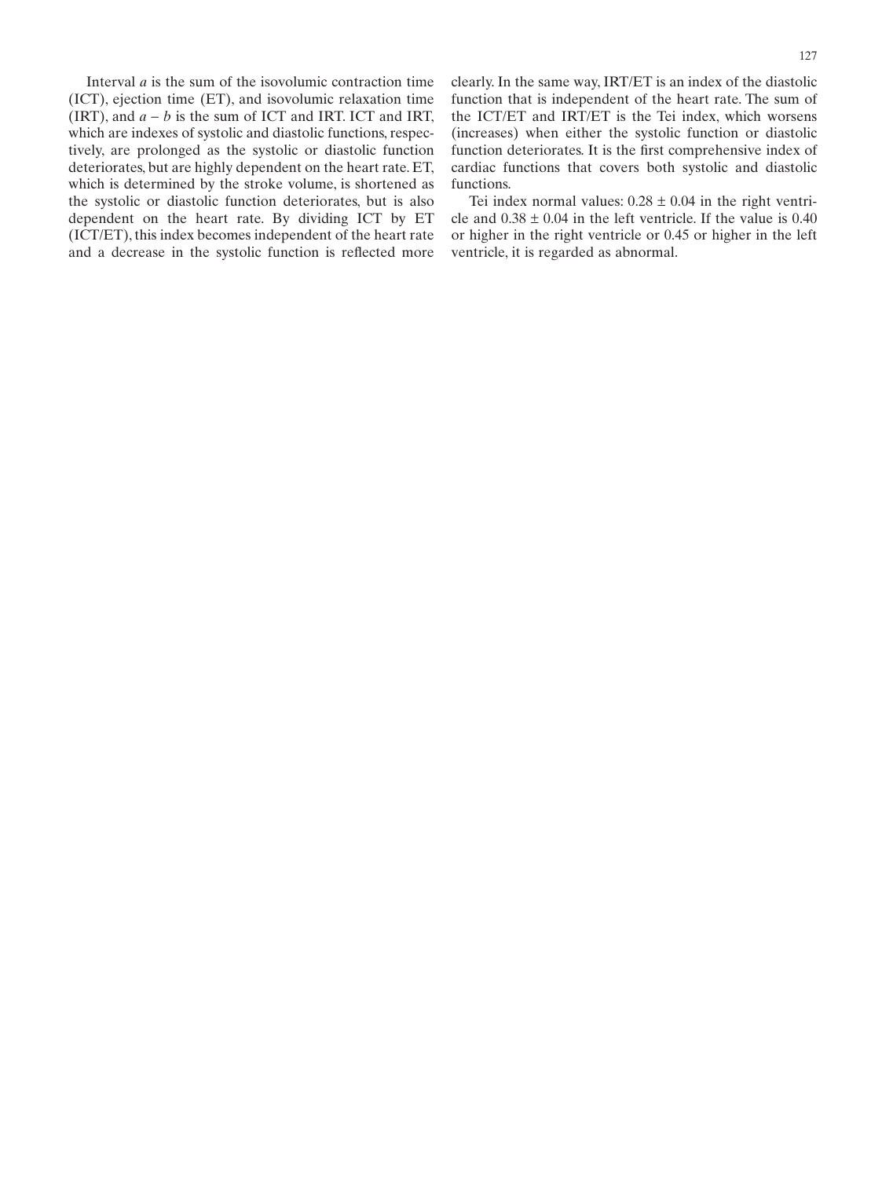Interval $a$ is the sum of the isovolumic contraction time (ICT), ejection time (ET), and isovolumic relaxation time (IRT), and $a - b$ is the sum of ICT and IRT. ICT and IRT, which are indexes of systolic and diastolic functions, respectively, are prolonged as the systolic or diastolic function deteriorates, but are highly dependent on the heart rate. ET, which is determined by the stroke volume, is shortened as the systolic or diastolic function deteriorates, but is also dependent on the heart rate. By dividing ICT by ET (ICT/ET), this index becomes independent of the heart rate and a decrease in the systolic function is reflected more clearly. In the same way, IRT/ET is an index of the diastolic function that is independent of the heart rate. The sum of the ICT/ET and IRT/ET is the Tei index, which worsens (increases) when either the systolic function or diastolic function deteriorates. It is the first comprehensive index of cardiac functions that covers both systolic and diastolic functions.

Tei index normal values: $0.28 \pm 0.04$ in the right ventricle and $0.38 \pm 0.04$ in the left ventricle. If the value is 0.40 or higher in the right ventricle or 0.45 or higher in the left ventricle, it is regarded as abnormal.